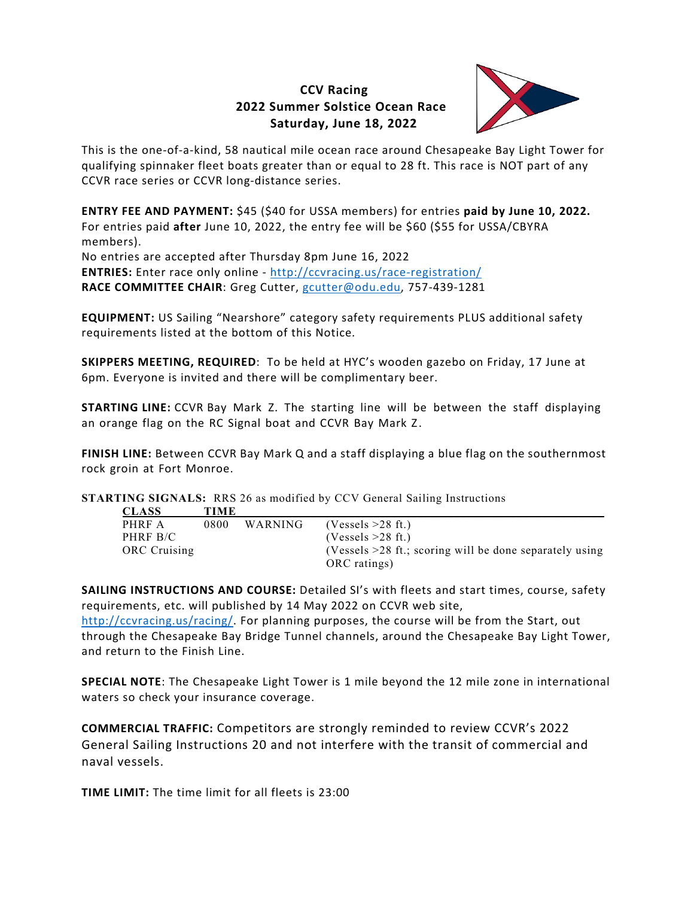# CCV Racing
## 2022 Summer Solstice Ocean Race
## Saturday, June 18, 2022

This is the one-of-a-kind, 58 nautical mile ocean race around Chesapeake Bay Light Tower for qualifying spinnaker fleet boats greater than or equal to 28 ft. This race is NOT part of any CCVR race series or CCVR long-distance series.

**ENTRY FEE AND PAYMENT:** $45 ($40 for USSA members) for entries **paid by June 10, 2022.** For entries paid **after** June 10, 2022, the entry fee will be $60 ($55 for USSA/CBYRA members).
No entries are accepted after Thursday 8pm June 16, 2022
**ENTRIES:** Enter race only online - http://ccvracing.us/race-registration/
**RACE COMMITTEE CHAIR**: Greg Cutter, gcutter@odu.edu, 757-439-1281

**EQUIPMENT:** US Sailing "Nearshore" category safety requirements PLUS additional safety requirements listed at the bottom of this Notice.

**SKIPPERS MEETING, REQUIRED**: To be held at HYC's wooden gazebo on Friday, 17 June at 6pm. Everyone is invited and there will be complimentary beer.

**STARTING LINE:** CCVR Bay Mark Z. The starting line will be between the staff displaying an orange flag on the RC Signal boat and CCVR Bay Mark Z.

**FINISH LINE:** Between CCVR Bay Mark Q and a staff displaying a blue flag on the southernmost rock groin at Fort Monroe.

**STARTING SIGNALS:** RRS 26 as modified by CCV General Sailing Instructions

| CLASS | TIME | | |
|---|---|---|---|
| PHRF A | 0800 | WARNING | (Vessels >28 ft.) |
| PHRF B/C | | | (Vessels >28 ft.) |
| ORC Cruising | | | (Vessels >28 ft.; scoring will be done separately using ORC ratings) |

**SAILING INSTRUCTIONS AND COURSE:** Detailed SI's with fleets and start times, course, safety requirements, etc. will published by 14 May 2022 on CCVR web site, http://ccvracing.us/racing/. For planning purposes, the course will be from the Start, out through the Chesapeake Bay Bridge Tunnel channels, around the Chesapeake Bay Light Tower, and return to the Finish Line.

**SPECIAL NOTE**: The Chesapeake Light Tower is 1 mile beyond the 12 mile zone in international waters so check your insurance coverage.

**COMMERCIAL TRAFFIC:** Competitors are strongly reminded to review CCVR's 2022 General Sailing Instructions 20 and not interfere with the transit of commercial and naval vessels.

**TIME LIMIT:** The time limit for all fleets is 23:00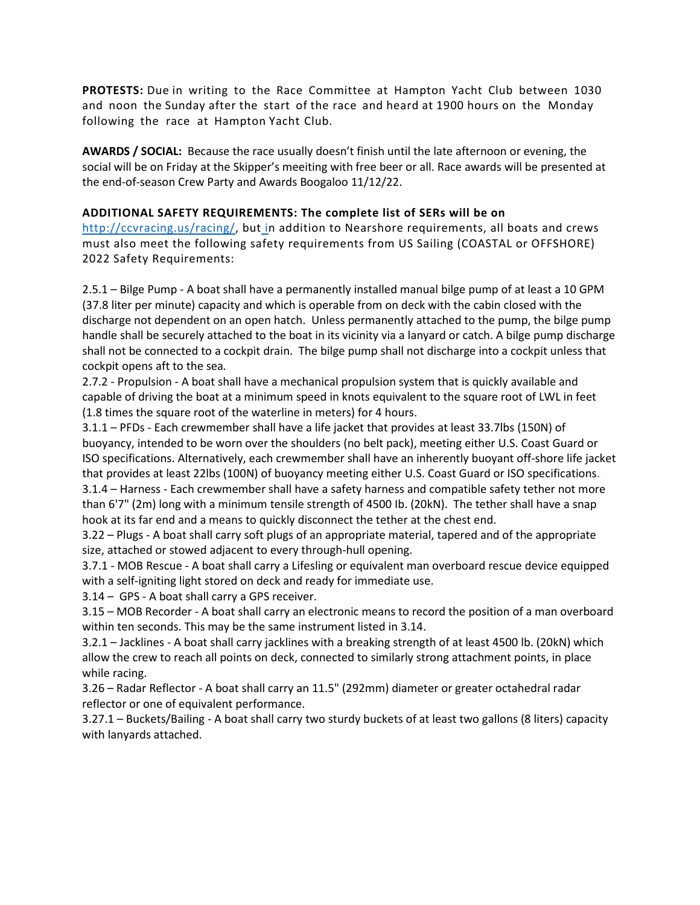**PROTESTS:** Due in writing to the Race Committee at Hampton Yacht Club between 1030 and noon the Sunday after the start of the race and heard at 1900 hours on the Monday following the race at Hampton Yacht Club.

**AWARDS / SOCIAL:** Because the race usually doesn't finish until the late afternoon or evening, the social will be on Friday at the Skipper's meeiting with free beer or all. Race awards will be presented at the end-of-season Crew Party and Awards Boogaloo 11/12/22.

**ADDITIONAL SAFETY REQUIREMENTS: The complete list of SERs will be on** http://ccvracing.us/racing/, but in addition to Nearshore requirements, all boats and crews must also meet the following safety requirements from US Sailing (COASTAL or OFFSHORE) 2022 Safety Requirements:

2.5.1 – Bilge Pump - A boat shall have a permanently installed manual bilge pump of at least a 10 GPM (37.8 liter per minute) capacity and which is operable from on deck with the cabin closed with the discharge not dependent on an open hatch. Unless permanently attached to the pump, the bilge pump handle shall be securely attached to the boat in its vicinity via a lanyard or catch. A bilge pump discharge shall not be connected to a cockpit drain. The bilge pump shall not discharge into a cockpit unless that cockpit opens aft to the sea.

2.7.2 - Propulsion - A boat shall have a mechanical propulsion system that is quickly available and capable of driving the boat at a minimum speed in knots equivalent to the square root of LWL in feet (1.8 times the square root of the waterline in meters) for 4 hours.

3.1.1 – PFDs - Each crewmember shall have a life jacket that provides at least 33.7lbs (150N) of buoyancy, intended to be worn over the shoulders (no belt pack), meeting either U.S. Coast Guard or ISO specifications. Alternatively, each crewmember shall have an inherently buoyant off-shore life jacket that provides at least 22lbs (100N) of buoyancy meeting either U.S. Coast Guard or ISO specifications.

3.1.4 – Harness - Each crewmember shall have a safety harness and compatible safety tether not more than 6'7" (2m) long with a minimum tensile strength of 4500 Ib. (20kN). The tether shall have a snap hook at its far end and a means to quickly disconnect the tether at the chest end.

3.22 – Plugs - A boat shall carry soft plugs of an appropriate material, tapered and of the appropriate size, attached or stowed adjacent to every through-hull opening.

3.7.1 - MOB Rescue - A boat shall carry a Lifesling or equivalent man overboard rescue device equipped with a self-igniting light stored on deck and ready for immediate use.

3.14 – GPS - A boat shall carry a GPS receiver.

3.15 – MOB Recorder - A boat shall carry an electronic means to record the position of a man overboard within ten seconds. This may be the same instrument listed in 3.14.

3.2.1 – Jacklines - A boat shall carry jacklines with a breaking strength of at least 4500 lb. (20kN) which allow the crew to reach all points on deck, connected to similarly strong attachment points, in place while racing.

3.26 – Radar Reflector - A boat shall carry an 11.5" (292mm) diameter or greater octahedral radar reflector or one of equivalent performance.

3.27.1 – Buckets/Bailing - A boat shall carry two sturdy buckets of at least two gallons (8 liters) capacity with lanyards attached.